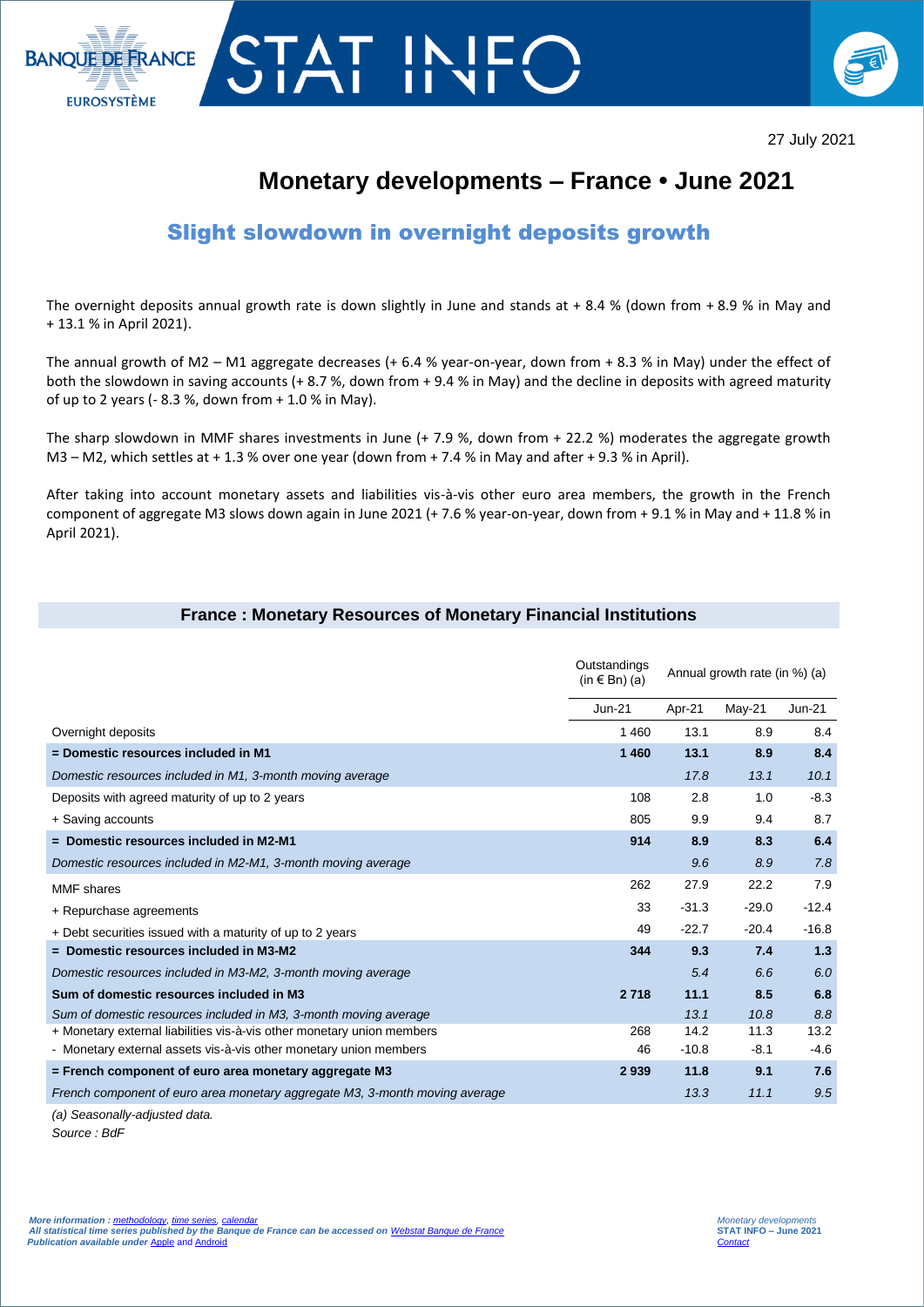27 July 2021

# Monetary developments – France • June 2021

## Slight slowdown in overnight deposits growth

The overnight deposits annual growth rate is down slightly in June and stands at + 8.4 % (down from + 8.9 % in May and + 13.1 % in April 2021).

The annual growth of M2 – M1 aggregate decreases (+ 6.4 % year-on-year, down from + 8.3 % in May) under the effect of both the slowdown in saving accounts (+ 8.7 %, down from + 9.4 % in May) and the decline in deposits with agreed maturity of up to 2 years (- 8.3 %, down from + 1.0 % in May).

The sharp slowdown in MMF shares investments in June (+ 7.9 %, down from + 22.2 %) moderates the aggregate growth M3 – M2, which settles at + 1.3 % over one year (down from + 7.4 % in May and after + 9.3 % in April).

After taking into account monetary assets and liabilities vis-à-vis other euro area members, the growth in the French component of aggregate M3 slows down again in June 2021 (+ 7.6 % year-on-year, down from + 9.1 % in May and + 11.8 % in April 2021).

### France : Monetary Resources of Monetary Financial Institutions

| | Outstandings (in € Bn) (a) | Annual growth rate (in %) (a) | | |
|---|---|---|---|---|
| | Jun-21 | Apr-21 | May-21 | Jun-21 |
| Overnight deposits | 1 460 | 13.1 | 8.9 | 8.4 |
| **= Domestic resources included in M1** | **1 460** | **13.1** | **8.9** | **8.4** |
| *Domestic resources included in M1, 3-month moving average* | | *17.8* | *13.1* | *10.1* |
| Deposits with agreed maturity of up to 2 years | 108 | 2.8 | 1.0 | -8.3 |
| + Saving accounts | 805 | 9.9 | 9.4 | 8.7 |
| **= Domestic resources included in M2-M1** | **914** | **8.9** | **8.3** | **6.4** |
| *Domestic resources included in M2-M1, 3-month moving average* | | *9.6* | *8.9* | *7.8* |
| MMF shares | 262 | 27.9 | 22.2 | 7.9 |
| + Repurchase agreements | 33 | -31.3 | -29.0 | -12.4 |
| + Debt securities issued with a maturity of up to 2 years | 49 | -22.7 | -20.4 | -16.8 |
| **= Domestic resources included in M3-M2** | **344** | **9.3** | **7.4** | **1.3** |
| *Domestic resources included in M3-M2, 3-month moving average* | | *5.4* | *6.6* | *6.0* |
| **Sum of domestic resources included in M3** | **2 718** | **11.1** | **8.5** | **6.8** |
| *Sum of domestic resources included in M3, 3-month moving average* | | *13.1* | *10.8* | *8.8* |
| + Monetary external liabilities vis-à-vis other monetary union members | 268 | 14.2 | 11.3 | 13.2 |
| - Monetary external assets vis-à-vis other monetary union members | 46 | -10.8 | -8.1 | -4.6 |
| **= French component of euro area monetary aggregate M3** | **2 939** | **11.8** | **9.1** | **7.6** |
| *French component of euro area monetary aggregate M3, 3-month moving average* | | *13.3* | *11.1* | *9.5* |

*(a) Seasonally-adjusted data.*

*Source : BdF*

*More information : methodology, time series, calendar*
*All statistical time series published by the Banque de France can be accessed on Webstat Banque de France*
*Publication available under Apple and Android*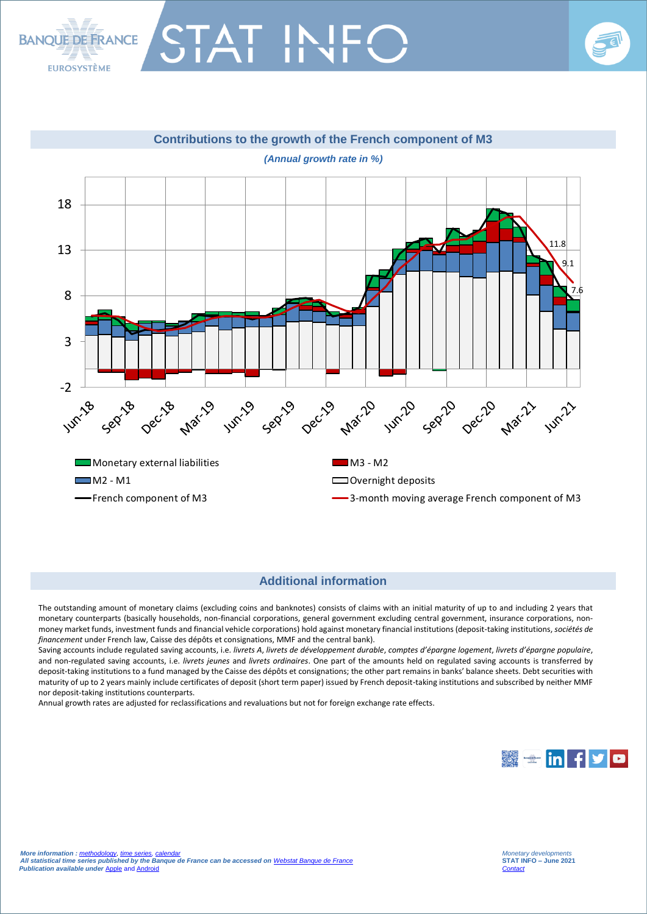## Contributions to the growth of the French component of M3

*(Annual growth rate in %)*

18
13
8
3
-2

Jun-18
Sep-18
Dec-18
Mar-19
Jun-19
Sep-19
Dec-19
Mar-20
Jun-20
Sep-20
Dec-20
Mar-21
Jun-21

11.8
9.1
7.6

Monetary external liabilities
M3 - M2
M2 - M1
Overnight deposits
French component of M3
3-month moving average French component of M3

## Additional information

The outstanding amount of monetary claims (excluding coins and banknotes) consists of claims with an initial maturity of up to and including 2 years that monetary counterparts (basically households, non-financial corporations, general government excluding central government, insurance corporations, non-money market funds, investment funds and financial vehicle corporations) hold against monetary financial institutions (deposit-taking institutions, *sociétés de financement* under French law, Caisse des dépôts et consignations, MMF and the central bank).

Saving accounts include regulated saving accounts, i.e. *livrets A*, *livrets de développement durable*, *comptes d'épargne logement*, *livrets d'épargne populaire*, and non-regulated saving accounts, i.e. *livrets jeunes* and *livrets ordinaires*. One part of the amounts held on regulated saving accounts is transferred by deposit-taking institutions to a fund managed by the Caisse des dépôts et consignations; the other part remains in banks' balance sheets. Debt securities with maturity of up to 2 years mainly include certificates of deposit (short term paper) issued by French deposit-taking institutions and subscribed by neither MMF nor deposit-taking institutions counterparts.

Annual growth rates are adjusted for reclassifications and revaluations but not for foreign exchange rate effects.

*More information : methodology, time series, calendar*
*All statistical time series published by the Banque de France can be accessed on Webstat Banque de France*
*Publication available under Apple and Android*

*Monetary developments*
**STAT INFO – June 2021**
*Contact*